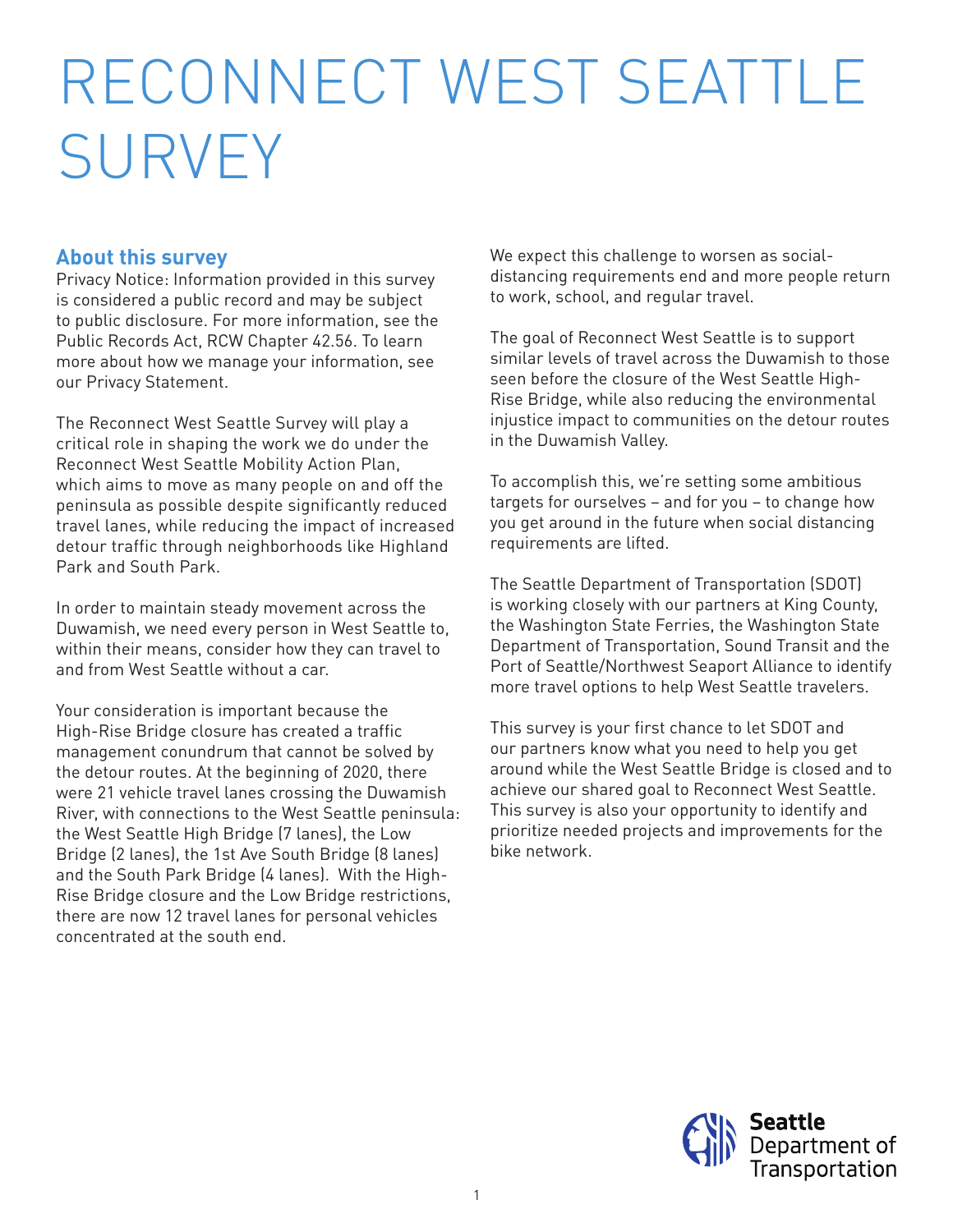# RECONNECT WEST SEATTLE SURVEY

## About this survey

Privacy Notice: Information provided in this survey is considered a public record and may be subject to public disclosure. For more information, see the Public Records Act, RCW Chapter 42.56. To learn more about how we manage your information, see our Privacy Statement.

The Reconnect West Seattle Survey will play a critical role in shaping the work we do under the Reconnect West Seattle Mobility Action Plan, which aims to move as many people on and off the peninsula as possible despite significantly reduced travel lanes, while reducing the impact of increased detour traffic through neighborhoods like Highland Park and South Park.

In order to maintain steady movement across the Duwamish, we need every person in West Seattle to, within their means, consider how they can travel to and from West Seattle without a car.

Your consideration is important because the High-Rise Bridge closure has created a traffic management conundrum that cannot be solved by the detour routes. At the beginning of 2020, there were 21 vehicle travel lanes crossing the Duwamish River, with connections to the West Seattle peninsula: the West Seattle High Bridge (7 lanes), the Low Bridge (2 lanes), the 1st Ave South Bridge (8 lanes) and the South Park Bridge (4 lanes). With the High-Rise Bridge closure and the Low Bridge restrictions, there are now 12 travel lanes for personal vehicles concentrated at the south end.

We expect this challenge to worsen as social-distancing requirements end and more people return to work, school, and regular travel.

The goal of Reconnect West Seattle is to support similar levels of travel across the Duwamish to those seen before the closure of the West Seattle High-Rise Bridge, while also reducing the environmental injustice impact to communities on the detour routes in the Duwamish Valley.

To accomplish this, we're setting some ambitious targets for ourselves – and for you – to change how you get around in the future when social distancing requirements are lifted.

The Seattle Department of Transportation (SDOT) is working closely with our partners at King County, the Washington State Ferries, the Washington State Department of Transportation, Sound Transit and the Port of Seattle/Northwest Seaport Alliance to identify more travel options to help West Seattle travelers.

This survey is your first chance to let SDOT and our partners know what you need to help you get around while the West Seattle Bridge is closed and to achieve our shared goal to Reconnect West Seattle. This survey is also your opportunity to identify and prioritize needed projects and improvements for the bike network.

Seattle Department of Transportation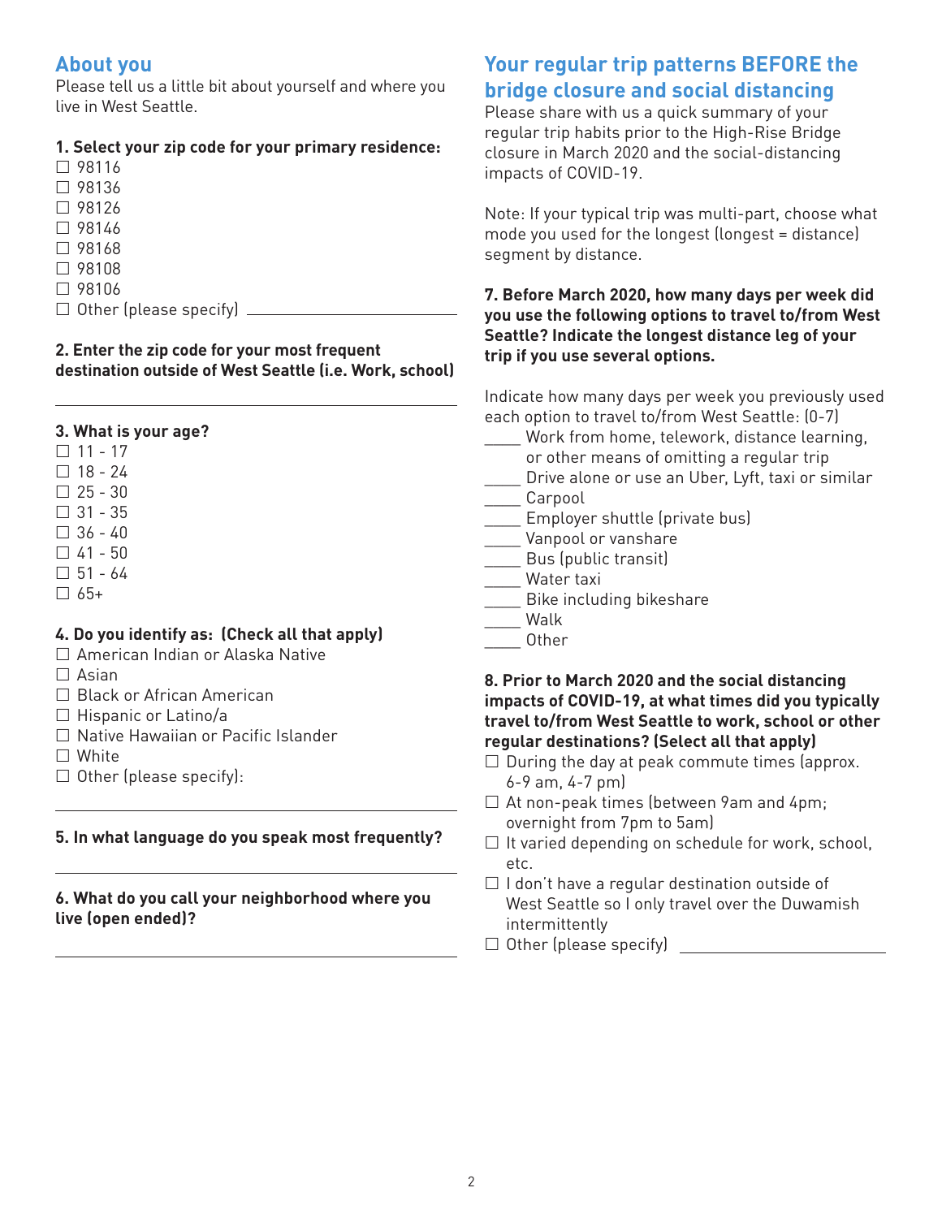## About you

Please tell us a little bit about yourself and where you live in West Seattle.

**1. Select your zip code for your primary residence:**

- ☐ 98116
- ☐ 98136
- ☐ 98126
- ☐ 98146
- ☐ 98168
- ☐ 98108
- ☐ 98106
- ☐ Other (please specify) ____________________

**2. Enter the zip code for your most frequent destination outside of West Seattle (i.e. Work, school)**

____________________

**3. What is your age?**

- ☐ 11 - 17
- ☐ 18 - 24
- ☐ 25 - 30
- ☐ 31 - 35
- ☐ 36 - 40
- ☐ 41 - 50
- ☐ 51 - 64
- ☐ 65+

**4. Do you identify as: (Check all that apply)**

- ☐ American Indian or Alaska Native
- ☐ Asian
- ☐ Black or African American
- ☐ Hispanic or Latino/a
- ☐ Native Hawaiian or Pacific Islander
- ☐ White
- ☐ Other (please specify):

____________________

**5. In what language do you speak most frequently?**

____________________

**6. What do you call your neighborhood where you live (open ended)?**

____________________

## Your regular trip patterns BEFORE the bridge closure and social distancing

Please share with us a quick summary of your regular trip habits prior to the High-Rise Bridge closure in March 2020 and the social-distancing impacts of COVID-19.

Note: If your typical trip was multi-part, choose what mode you used for the longest (longest = distance) segment by distance.

**7. Before March 2020, how many days per week did you use the following options to travel to/from West Seattle? Indicate the longest distance leg of your trip if you use several options.**

Indicate how many days per week you previously used each option to travel to/from West Seattle: (0-7)

- ____ Work from home, telework, distance learning, or other means of omitting a regular trip
- ____ Drive alone or use an Uber, Lyft, taxi or similar
- ____ Carpool
- ____ Employer shuttle (private bus)
- ____ Vanpool or vanshare
- ____ Bus (public transit)
- ____ Water taxi
- ____ Bike including bikeshare
- ____ Walk
- ____ Other

**8. Prior to March 2020 and the social distancing impacts of COVID-19, at what times did you typically travel to/from West Seattle to work, school or other regular destinations? (Select all that apply)**

- ☐ During the day at peak commute times (approx. 6-9 am, 4-7 pm)
- ☐ At non-peak times (between 9am and 4pm; overnight from 7pm to 5am)
- ☐ It varied depending on schedule for work, school, etc.
- ☐ I don't have a regular destination outside of West Seattle so I only travel over the Duwamish intermittently
- ☐ Other (please specify) ____________________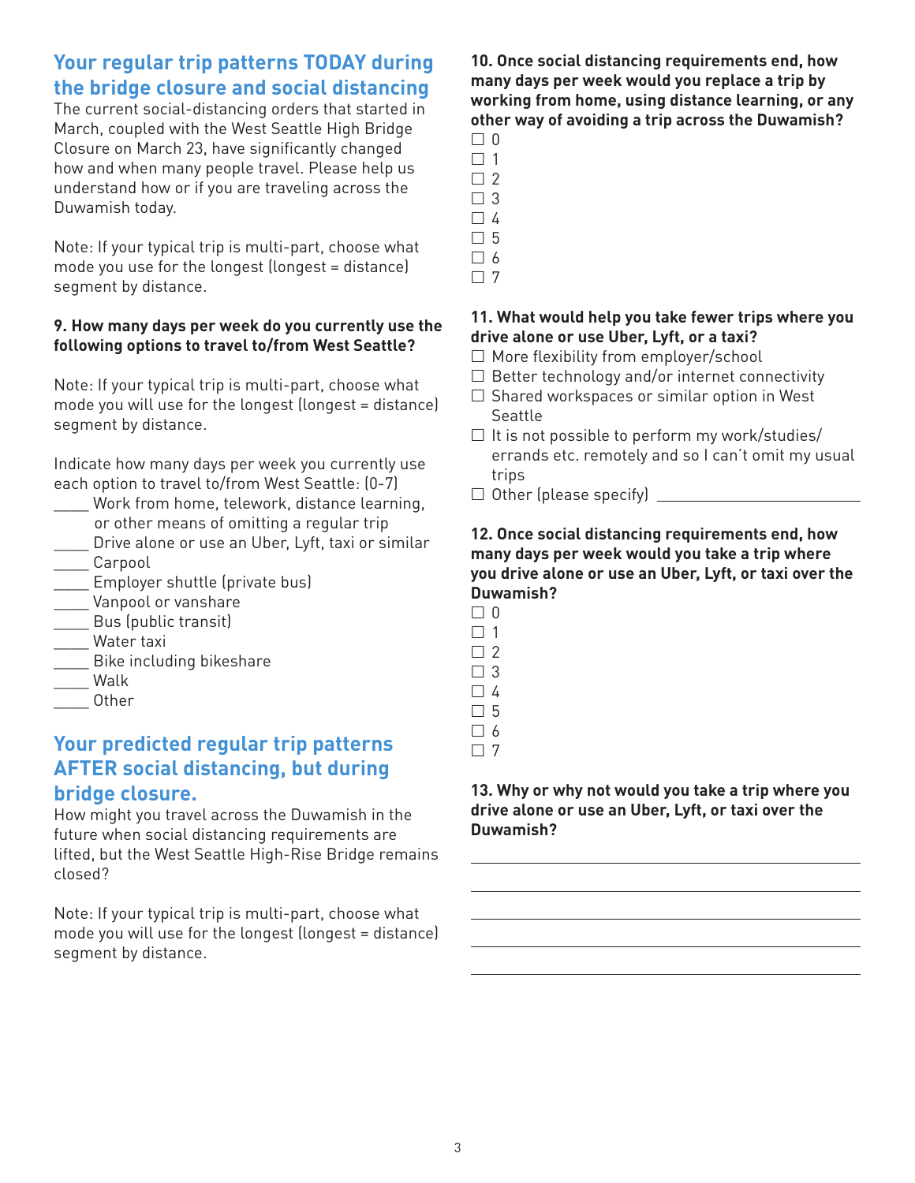## Your regular trip patterns TODAY during the bridge closure and social distancing

The current social-distancing orders that started in March, coupled with the West Seattle High Bridge Closure on March 23, have significantly changed how and when many people travel. Please help us understand how or if you are traveling across the Duwamish today.

Note: If your typical trip is multi-part, choose what mode you use for the longest (longest = distance) segment by distance.

**9. How many days per week do you currently use the following options to travel to/from West Seattle?**

Note: If your typical trip is multi-part, choose what mode you will use for the longest (longest = distance) segment by distance.

Indicate how many days per week you currently use each option to travel to/from West Seattle: (0-7)

- ____ Work from home, telework, distance learning, or other means of omitting a regular trip
- ____ Drive alone or use an Uber, Lyft, taxi or similar
- ____ Carpool
- ____ Employer shuttle (private bus)
- ____ Vanpool or vanshare
- ____ Bus (public transit)
- ____ Water taxi
- ____ Bike including bikeshare
- ____ Walk
- ____ Other

## Your predicted regular trip patterns AFTER social distancing, but during bridge closure.

How might you travel across the Duwamish in the future when social distancing requirements are lifted, but the West Seattle High-Rise Bridge remains closed?

Note: If your typical trip is multi-part, choose what mode you will use for the longest (longest = distance) segment by distance.

**10. Once social distancing requirements end, how many days per week would you replace a trip by working from home, using distance learning, or any other way of avoiding a trip across the Duwamish?**

- ☐ 0
- ☐ 1
- ☐ 2
- ☐ 3
- ☐ 4
- ☐ 5
- ☐ 6
- ☐ 7

**11. What would help you take fewer trips where you drive alone or use Uber, Lyft, or a taxi?**

- ☐ More flexibility from employer/school
- ☐ Better technology and/or internet connectivity
- ☐ Shared workspaces or similar option in West Seattle
- ☐ It is not possible to perform my work/studies/ errands etc. remotely and so I can't omit my usual trips
- ☐ Other (please specify) ____________________

**12. Once social distancing requirements end, how many days per week would you take a trip where you drive alone or use an Uber, Lyft, or taxi over the Duwamish?**

- ☐ 0
- ☐ 1
- ☐ 2
- ☐ 3
- ☐ 4
- ☐ 5
- ☐ 6
- ☐ 7

**13. Why or why not would you take a trip where you drive alone or use an Uber, Lyft, or taxi over the Duwamish?**

____________________________________________

____________________________________________

____________________________________________

____________________________________________

____________________________________________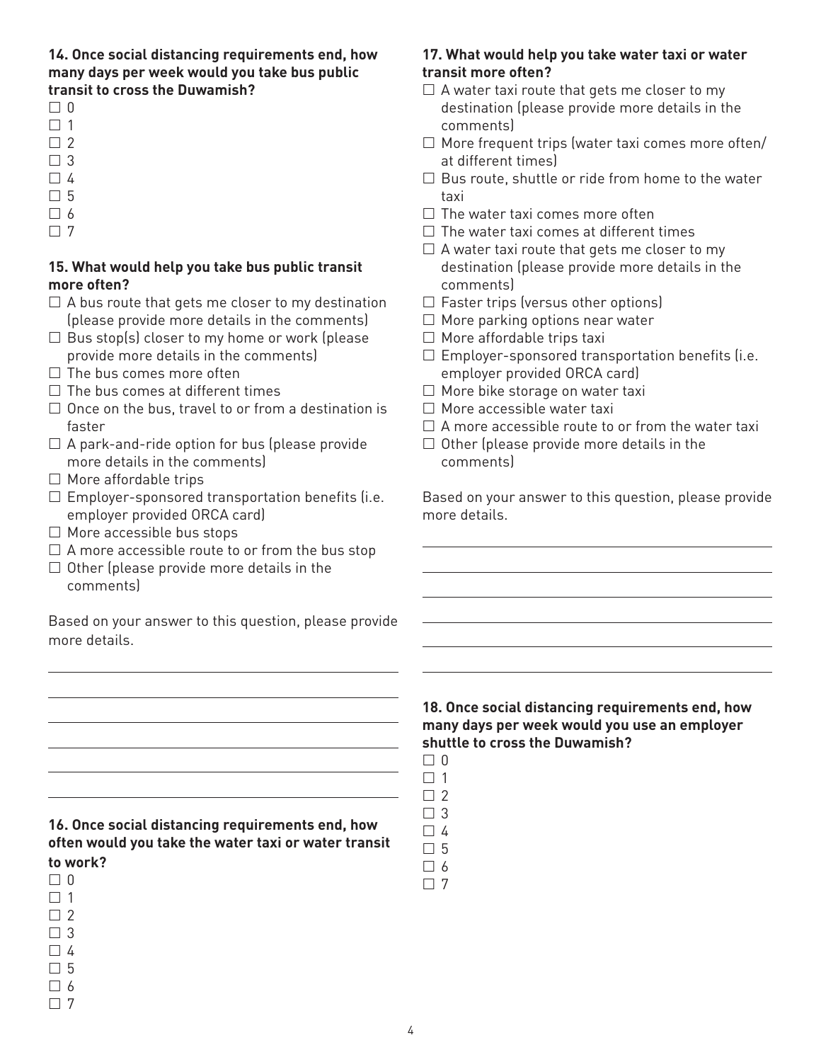**14. Once social distancing requirements end, how many days per week would you take bus public transit to cross the Duwamish?**

- ☐ 0
- ☐ 1
- ☐ 2
- ☐ 3
- ☐ 4
- ☐ 5
- ☐ 6
- ☐ 7

**15. What would help you take bus public transit more often?**

- ☐ A bus route that gets me closer to my destination (please provide more details in the comments)
- ☐ Bus stop(s) closer to my home or work (please provide more details in the comments)
- ☐ The bus comes more often
- ☐ The bus comes at different times
- ☐ Once on the bus, travel to or from a destination is faster
- ☐ A park-and-ride option for bus (please provide more details in the comments)
- ☐ More affordable trips
- ☐ Employer-sponsored transportation benefits (i.e. employer provided ORCA card)
- ☐ More accessible bus stops
- ☐ A more accessible route to or from the bus stop
- ☐ Other (please provide more details in the comments)

Based on your answer to this question, please provide more details.

______________________________________________

______________________________________________

______________________________________________

______________________________________________

______________________________________________

______________________________________________

**16. Once social distancing requirements end, how often would you take the water taxi or water transit to work?**

- ☐ 0
- ☐ 1
- ☐ 2
- ☐ 3
- ☐ 4
- ☐ 5
- ☐ 6
- ☐ 7

**17. What would help you take water taxi or water transit more often?**

- ☐ A water taxi route that gets me closer to my destination (please provide more details in the comments)
- ☐ More frequent trips (water taxi comes more often/ at different times)
- ☐ Bus route, shuttle or ride from home to the water taxi
- ☐ The water taxi comes more often
- ☐ The water taxi comes at different times
- ☐ A water taxi route that gets me closer to my destination (please provide more details in the comments)
- ☐ Faster trips (versus other options)
- ☐ More parking options near water
- ☐ More affordable trips taxi
- ☐ Employer-sponsored transportation benefits (i.e. employer provided ORCA card)
- ☐ More bike storage on water taxi
- ☐ More accessible water taxi
- ☐ A more accessible route to or from the water taxi
- ☐ Other (please provide more details in the comments)

Based on your answer to this question, please provide more details.

______________________________________________

______________________________________________

______________________________________________

______________________________________________

______________________________________________

______________________________________________

**18. Once social distancing requirements end, how many days per week would you use an employer shuttle to cross the Duwamish?**

- ☐ 0
- ☐ 1
- ☐ 2
- ☐ 3
- ☐ 4
- ☐ 5
- ☐ 6
- ☐ 7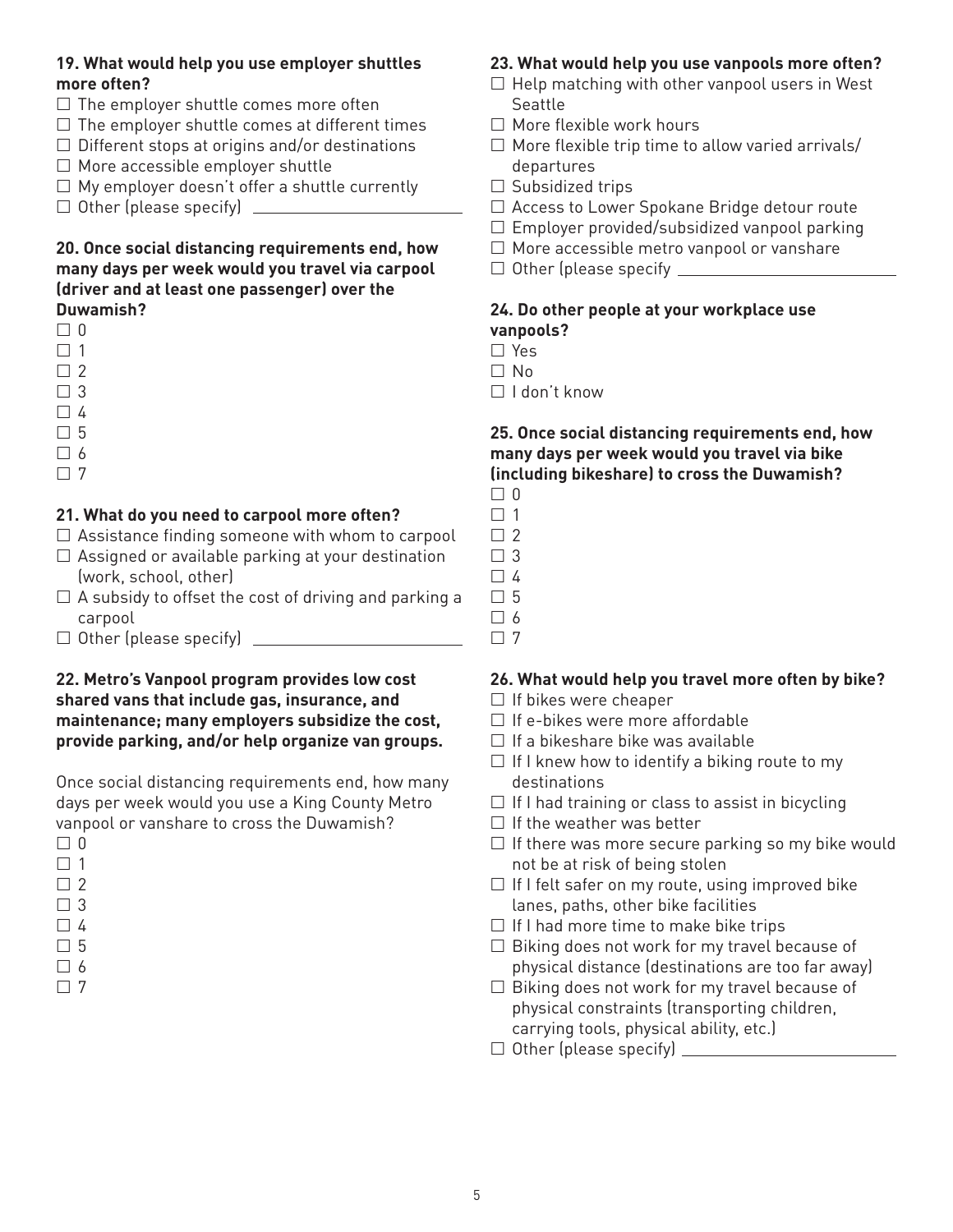**19. What would help you use employer shuttles more often?**

- ☐ The employer shuttle comes more often
- ☐ The employer shuttle comes at different times
- ☐ Different stops at origins and/or destinations
- ☐ More accessible employer shuttle
- ☐ My employer doesn't offer a shuttle currently
- ☐ Other (please specify) ______________________

**20. Once social distancing requirements end, how many days per week would you travel via carpool (driver and at least one passenger) over the Duwamish?**

- ☐ 0
- ☐ 1
- ☐ 2
- ☐ 3
- ☐ 4
- ☐ 5
- ☐ 6
- ☐ 7

**21. What do you need to carpool more often?**

- ☐ Assistance finding someone with whom to carpool
- ☐ Assigned or available parking at your destination (work, school, other)
- ☐ A subsidy to offset the cost of driving and parking a carpool
- ☐ Other (please specify) ______________________

**22. Metro's Vanpool program provides low cost shared vans that include gas, insurance, and maintenance; many employers subsidize the cost, provide parking, and/or help organize van groups.**

Once social distancing requirements end, how many days per week would you use a King County Metro vanpool or vanshare to cross the Duwamish?

- ☐ 0
- ☐ 1
- ☐ 2
- ☐ 3
- ☐ 4
- ☐ 5
- ☐ 6
- ☐ 7

**23. What would help you use vanpools more often?**

- ☐ Help matching with other vanpool users in West Seattle
- ☐ More flexible work hours
- ☐ More flexible trip time to allow varied arrivals/ departures
- ☐ Subsidized trips
- ☐ Access to Lower Spokane Bridge detour route
- ☐ Employer provided/subsidized vanpool parking
- ☐ More accessible metro vanpool or vanshare
- ☐ Other (please specify ______________________

**24. Do other people at your workplace use vanpools?**

- ☐ Yes
- ☐ No
- ☐ I don't know

**25. Once social distancing requirements end, how many days per week would you travel via bike (including bikeshare) to cross the Duwamish?**

- ☐ 0
- ☐ 1
- ☐ 2
- ☐ 3
- ☐ 4
- ☐ 5
- ☐ 6
- ☐ 7

**26. What would help you travel more often by bike?**

- ☐ If bikes were cheaper
- ☐ If e-bikes were more affordable
- ☐ If a bikeshare bike was available
- ☐ If I knew how to identify a biking route to my destinations
- ☐ If I had training or class to assist in bicycling
- ☐ If the weather was better
- ☐ If there was more secure parking so my bike would not be at risk of being stolen
- ☐ If I felt safer on my route, using improved bike lanes, paths, other bike facilities
- ☐ If I had more time to make bike trips
- ☐ Biking does not work for my travel because of physical distance (destinations are too far away)
- ☐ Biking does not work for my travel because of physical constraints (transporting children, carrying tools, physical ability, etc.)
- ☐ Other (please specify) ______________________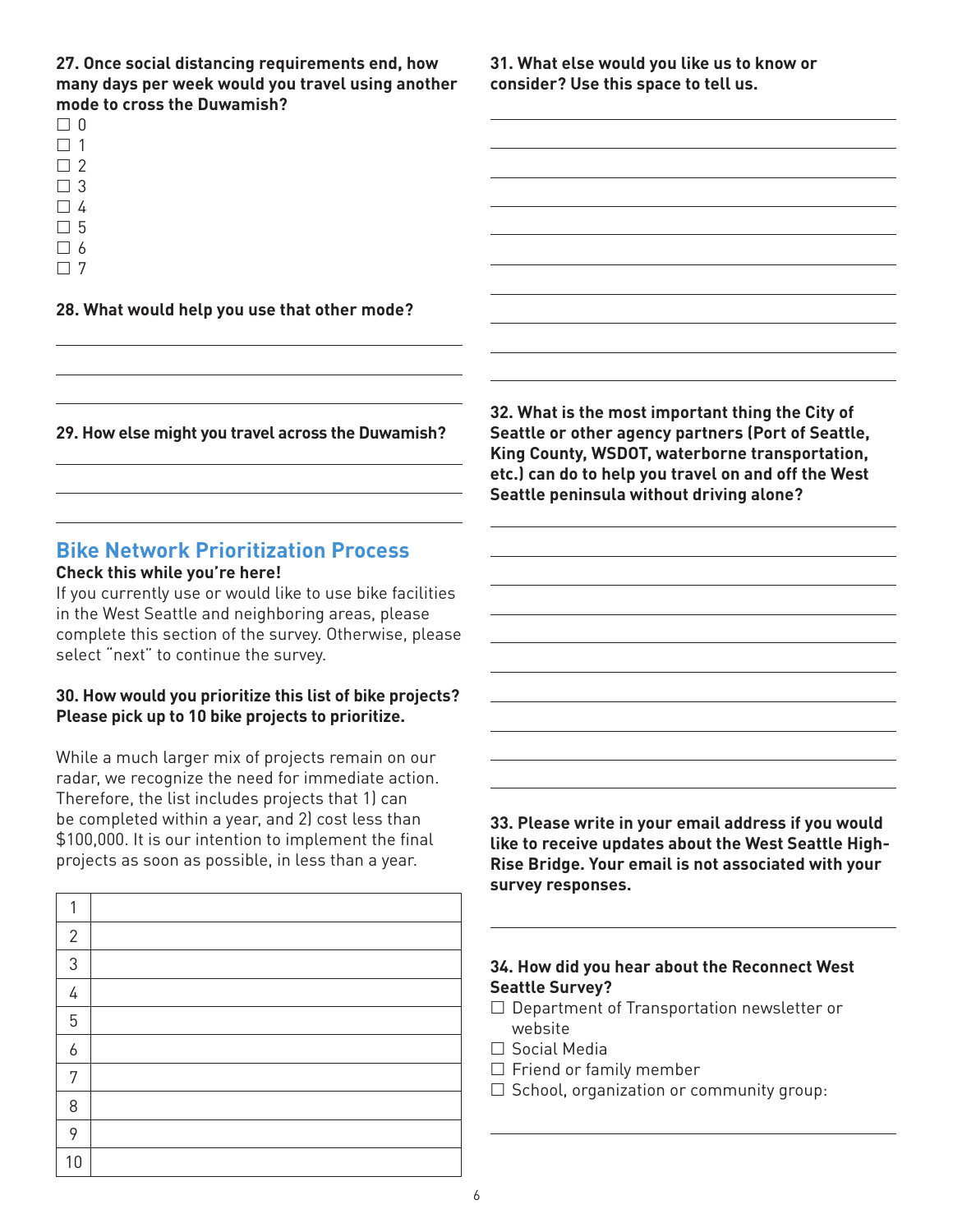**27. Once social distancing requirements end, how many days per week would you travel using another mode to cross the Duwamish?**

- ☐ 0
- ☐ 1
- ☐ 2
- ☐ 3
- ☐ 4
- ☐ 5
- ☐ 6
- ☐ 7

**28. What would help you use that other mode?**

**29. How else might you travel across the Duwamish?**

## Bike Network Prioritization Process

**Check this while you're here!**

If you currently use or would like to use bike facilities in the West Seattle and neighboring areas, please complete this section of the survey. Otherwise, please select "next" to continue the survey.

**30. How would you prioritize this list of bike projects? Please pick up to 10 bike projects to prioritize.**

While a much larger mix of projects remain on our radar, we recognize the need for immediate action. Therefore, the list includes projects that 1) can be completed within a year, and 2) cost less than $100,000. It is our intention to implement the final projects as soon as possible, in less than a year.

| | |
|---|---|
| 1 | |
| 2 | |
| 3 | |
| 4 | |
| 5 | |
| 6 | |
| 7 | |
| 8 | |
| 9 | |
| 10 | |

**31. What else would you like us to know or consider? Use this space to tell us.**

**32. What is the most important thing the City of Seattle or other agency partners (Port of Seattle, King County, WSDOT, waterborne transportation, etc.) can do to help you travel on and off the West Seattle peninsula without driving alone?**

**33. Please write in your email address if you would like to receive updates about the West Seattle High-Rise Bridge. Your email is not associated with your survey responses.**

**34. How did you hear about the Reconnect West Seattle Survey?**

- ☐ Department of Transportation newsletter or website
- ☐ Social Media
- ☐ Friend or family member
- ☐ School, organization or community group: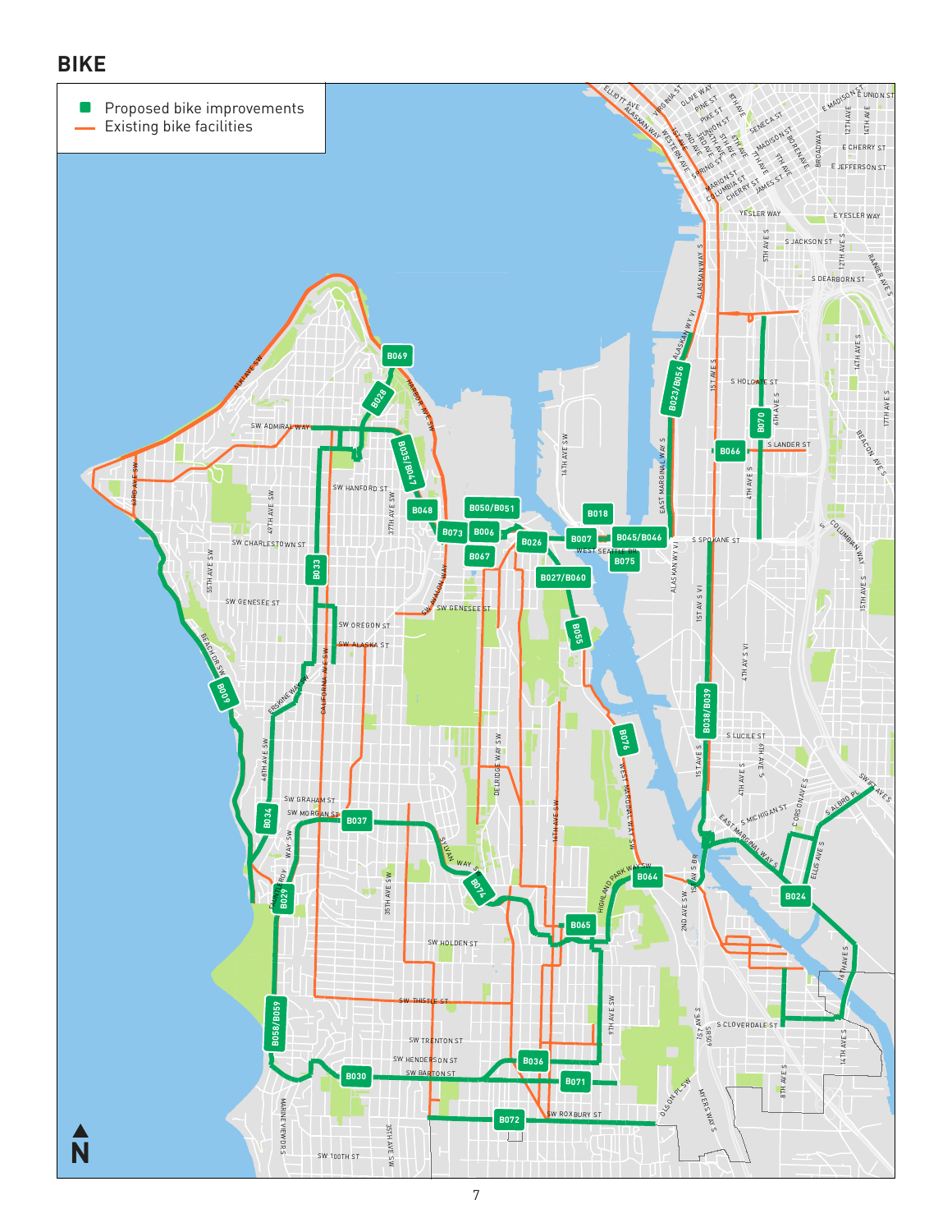# BIKE

- Proposed bike improvements
- Existing bike facilities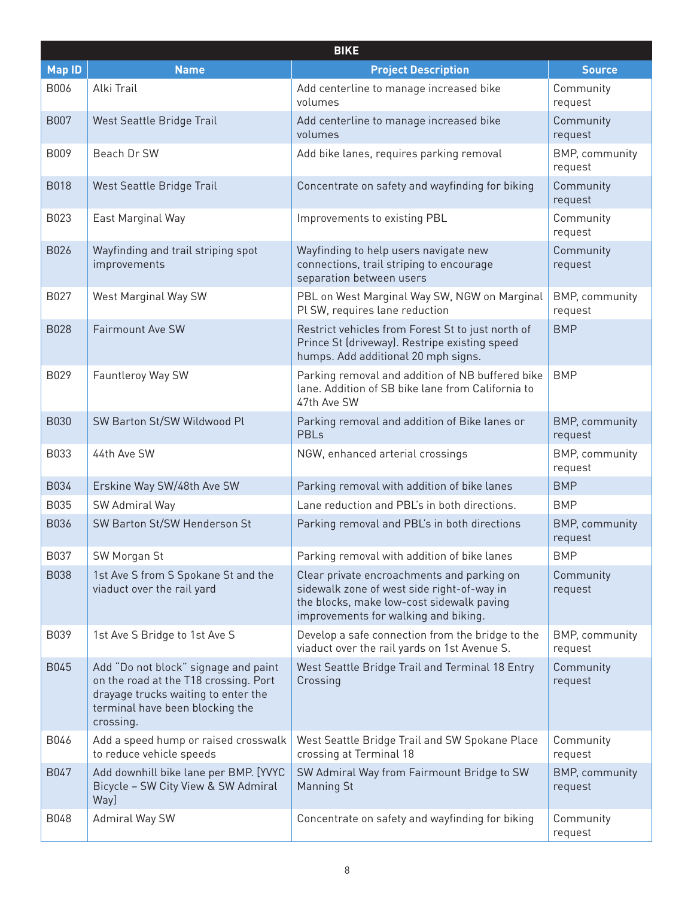| BIKE | | | |
|---|---|---|---|
| **Map ID** | **Name** | **Project Description** | **Source** |
| B006 | Alki Trail | Add centerline to manage increased bike volumes | Community request |
| B007 | West Seattle Bridge Trail | Add centerline to manage increased bike volumes | Community request |
| B009 | Beach Dr SW | Add bike lanes, requires parking removal | BMP, community request |
| B018 | West Seattle Bridge Trail | Concentrate on safety and wayfinding for biking | Community request |
| B023 | East Marginal Way | Improvements to existing PBL | Community request |
| B026 | Wayfinding and trail striping spot improvements | Wayfinding to help users navigate new connections, trail striping to encourage separation between users | Community request |
| B027 | West Marginal Way SW | PBL on West Marginal Way SW, NGW on Marginal Pl SW, requires lane reduction | BMP, community request |
| B028 | Fairmount Ave SW | Restrict vehicles from Forest St to just north of Prince St (driveway). Restripe existing speed humps. Add additional 20 mph signs. | BMP |
| B029 | Fauntleroy Way SW | Parking removal and addition of NB buffered bike lane. Addition of SB bike lane from California to 47th Ave SW | BMP |
| B030 | SW Barton St/SW Wildwood Pl | Parking removal and addition of Bike lanes or PBLs | BMP, community request |
| B033 | 44th Ave SW | NGW, enhanced arterial crossings | BMP, community request |
| B034 | Erskine Way SW/48th Ave SW | Parking removal with addition of bike lanes | BMP |
| B035 | SW Admiral Way | Lane reduction and PBL's in both directions. | BMP |
| B036 | SW Barton St/SW Henderson St | Parking removal and PBL's in both directions | BMP, community request |
| B037 | SW Morgan St | Parking removal with addition of bike lanes | BMP |
| B038 | 1st Ave S from S Spokane St and the viaduct over the rail yard | Clear private encroachments and parking on sidewalk zone of west side right-of-way in the blocks, make low-cost sidewalk paving improvements for walking and biking. | Community request |
| B039 | 1st Ave S Bridge to 1st Ave S | Develop a safe connection from the bridge to the viaduct over the rail yards on 1st Avenue S. | BMP, community request |
| B045 | Add "Do not block" signage and paint on the road at the T18 crossing. Port drayage trucks waiting to enter the terminal have been blocking the crossing. | West Seattle Bridge Trail and Terminal 18 Entry Crossing | Community request |
| B046 | Add a speed hump or raised crosswalk to reduce vehicle speeds | West Seattle Bridge Trail and SW Spokane Place crossing at Terminal 18 | Community request |
| B047 | Add downhill bike lane per BMP. [YVYC Bicycle – SW City View & SW Admiral Way] | SW Admiral Way from Fairmount Bridge to SW Manning St | BMP, community request |
| B048 | Admiral Way SW | Concentrate on safety and wayfinding for biking | Community request |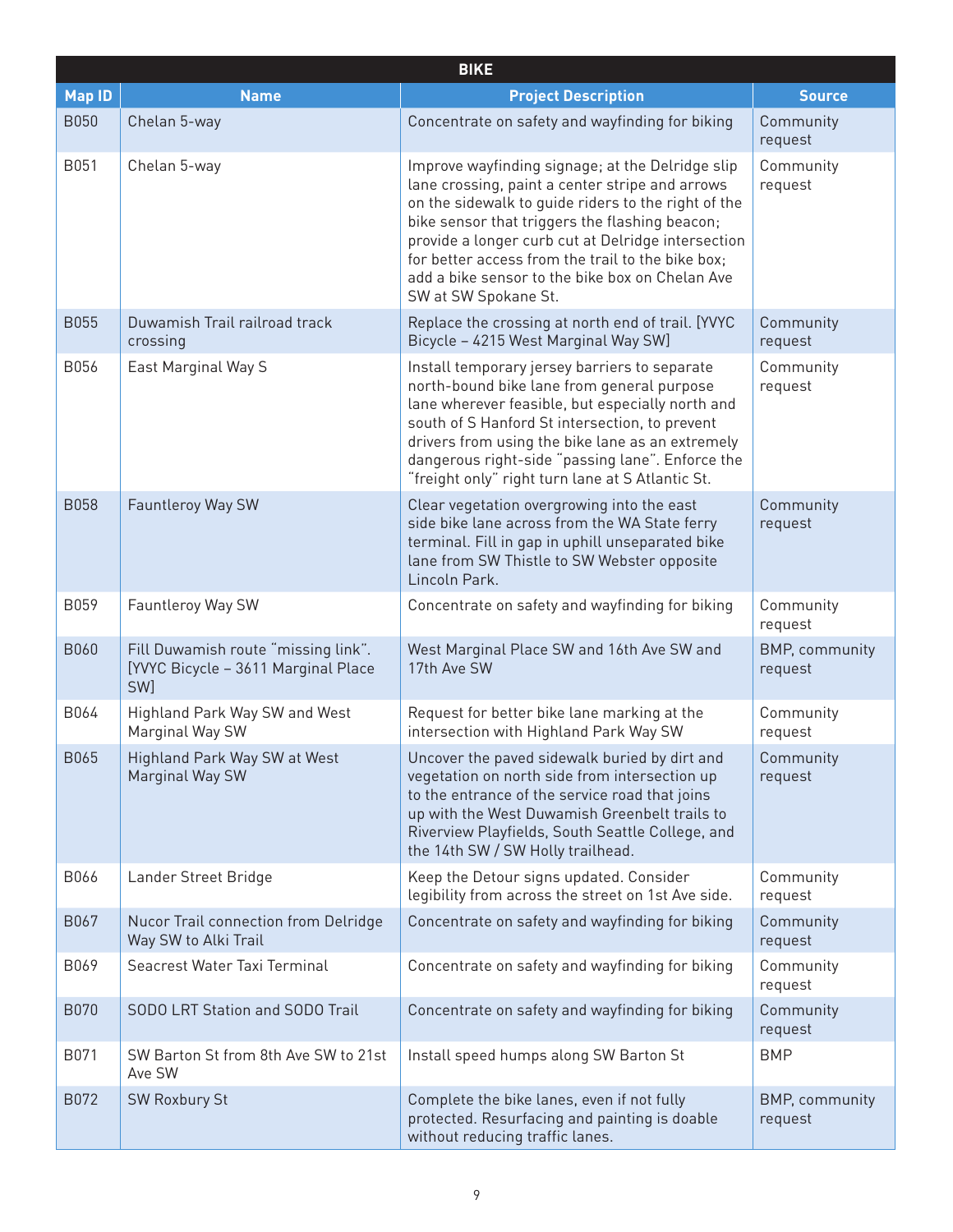| BIKE | | | |
|---|---|---|---|
| **Map ID** | **Name** | **Project Description** | **Source** |
| B050 | Chelan 5-way | Concentrate on safety and wayfinding for biking | Community request |
| B051 | Chelan 5-way | Improve wayfinding signage; at the Delridge slip lane crossing, paint a center stripe and arrows on the sidewalk to guide riders to the right of the bike sensor that triggers the flashing beacon; provide a longer curb cut at Delridge intersection for better access from the trail to the bike box; add a bike sensor to the bike box on Chelan Ave SW at SW Spokane St. | Community request |
| B055 | Duwamish Trail railroad track crossing | Replace the crossing at north end of trail. [YVYC Bicycle – 4215 West Marginal Way SW] | Community request |
| B056 | East Marginal Way S | Install temporary jersey barriers to separate north-bound bike lane from general purpose lane wherever feasible, but especially north and south of S Hanford St intersection, to prevent drivers from using the bike lane as an extremely dangerous right-side "passing lane". Enforce the "freight only" right turn lane at S Atlantic St. | Community request |
| B058 | Fauntleroy Way SW | Clear vegetation overgrowing into the east side bike lane across from the WA State ferry terminal. Fill in gap in uphill unseparated bike lane from SW Thistle to SW Webster opposite Lincoln Park. | Community request |
| B059 | Fauntleroy Way SW | Concentrate on safety and wayfinding for biking | Community request |
| B060 | Fill Duwamish route "missing link". [YVYC Bicycle – 3611 Marginal Place SW] | West Marginal Place SW and 16th Ave SW and 17th Ave SW | BMP, community request |
| B064 | Highland Park Way SW and West Marginal Way SW | Request for better bike lane marking at the intersection with Highland Park Way SW | Community request |
| B065 | Highland Park Way SW at West Marginal Way SW | Uncover the paved sidewalk buried by dirt and vegetation on north side from intersection up to the entrance of the service road that joins up with the West Duwamish Greenbelt trails to Riverview Playfields, South Seattle College, and the 14th SW / SW Holly trailhead. | Community request |
| B066 | Lander Street Bridge | Keep the Detour signs updated. Consider legibility from across the street on 1st Ave side. | Community request |
| B067 | Nucor Trail connection from Delridge Way SW to Alki Trail | Concentrate on safety and wayfinding for biking | Community request |
| B069 | Seacrest Water Taxi Terminal | Concentrate on safety and wayfinding for biking | Community request |
| B070 | SODO LRT Station and SODO Trail | Concentrate on safety and wayfinding for biking | Community request |
| B071 | SW Barton St from 8th Ave SW to 21st Ave SW | Install speed humps along SW Barton St | BMP |
| B072 | SW Roxbury St | Complete the bike lanes, even if not fully protected. Resurfacing and painting is doable without reducing traffic lanes. | BMP, community request |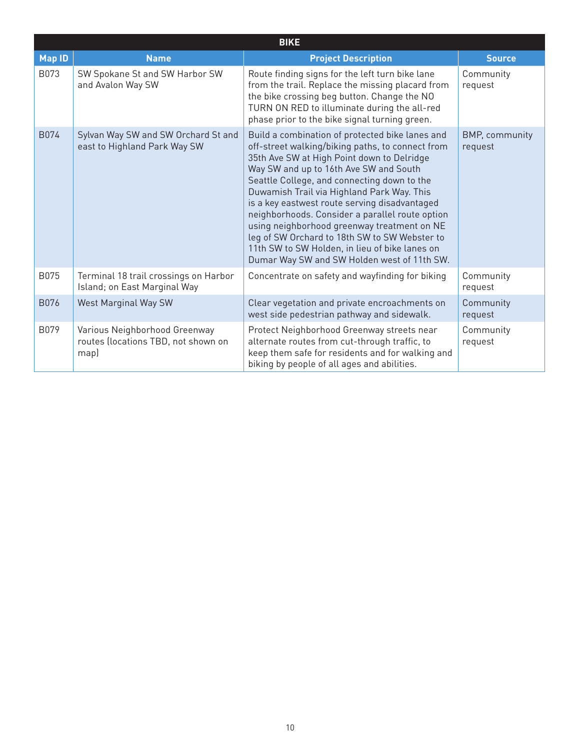| BIKE | | | |
|---|---|---|---|
| **Map ID** | **Name** | **Project Description** | **Source** |
| B073 | SW Spokane St and SW Harbor SW and Avalon Way SW | Route finding signs for the left turn bike lane from the trail. Replace the missing placard from the bike crossing beg button. Change the NO TURN ON RED to illuminate during the all-red phase prior to the bike signal turning green. | Community request |
| B074 | Sylvan Way SW and SW Orchard St and east to Highland Park Way SW | Build a combination of protected bike lanes and off-street walking/biking paths, to connect from 35th Ave SW at High Point down to Delridge Way SW and up to 16th Ave SW and South Seattle College, and connecting down to the Duwamish Trail via Highland Park Way. This is a key eastwest route serving disadvantaged neighborhoods. Consider a parallel route option using neighborhood greenway treatment on NE leg of SW Orchard to 18th SW to SW Webster to 11th SW to SW Holden, in lieu of bike lanes on Dumar Way SW and SW Holden west of 11th SW. | BMP, community request |
| B075 | Terminal 18 trail crossings on Harbor Island; on East Marginal Way | Concentrate on safety and wayfinding for biking | Community request |
| B076 | West Marginal Way SW | Clear vegetation and private encroachments on west side pedestrian pathway and sidewalk. | Community request |
| B079 | Various Neighborhood Greenway routes (locations TBD, not shown on map) | Protect Neighborhood Greenway streets near alternate routes from cut-through traffic, to keep them safe for residents and for walking and biking by people of all ages and abilities. | Community request |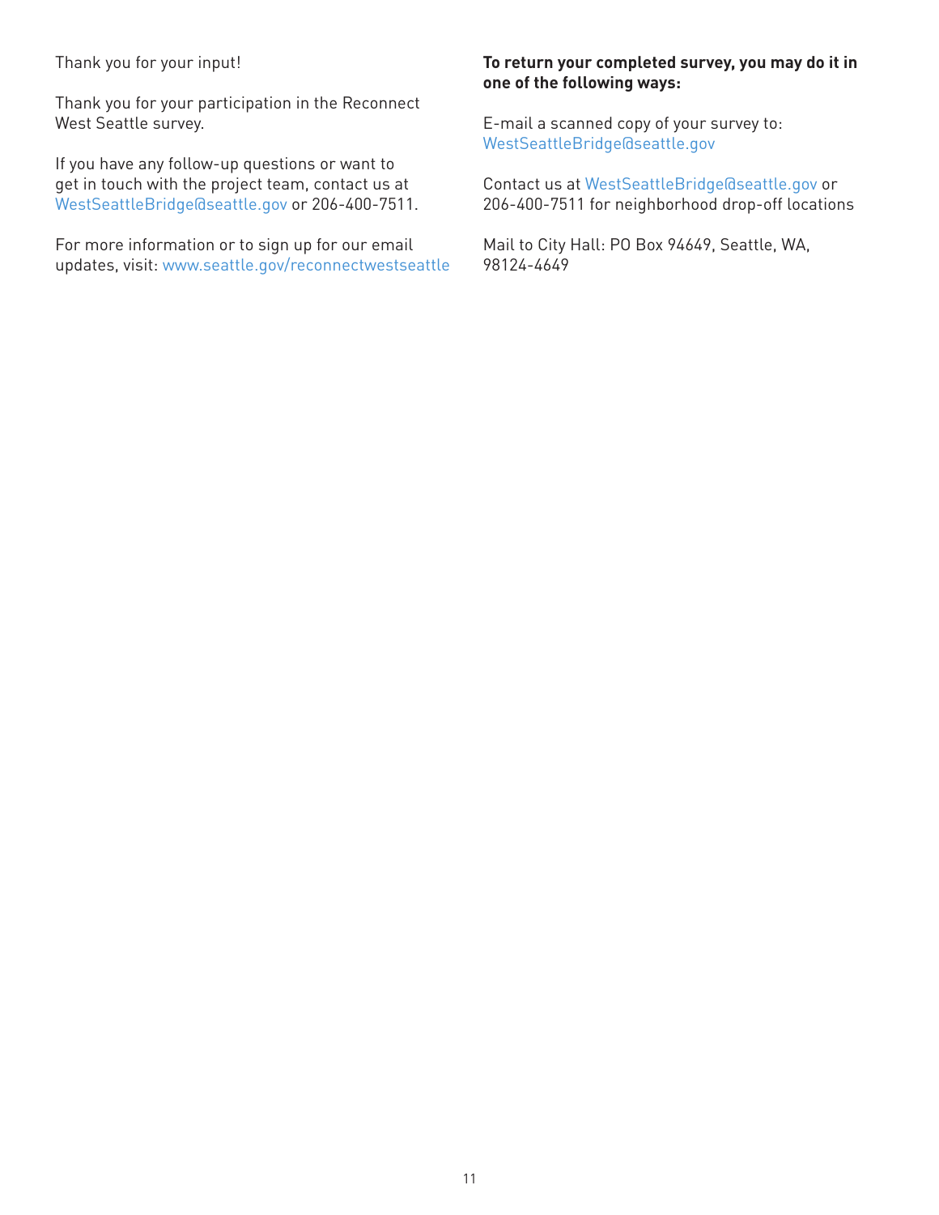Thank you for your input!

Thank you for your participation in the Reconnect West Seattle survey.

If you have any follow-up questions or want to get in touch with the project team, contact us at WestSeattleBridge@seattle.gov or 206-400-7511.

For more information or to sign up for our email updates, visit: www.seattle.gov/reconnectwestseattle

**To return your completed survey, you may do it in one of the following ways:**

E-mail a scanned copy of your survey to: WestSeattleBridge@seattle.gov

Contact us at WestSeattleBridge@seattle.gov or 206-400-7511 for neighborhood drop-off locations

Mail to City Hall: PO Box 94649, Seattle, WA, 98124-4649